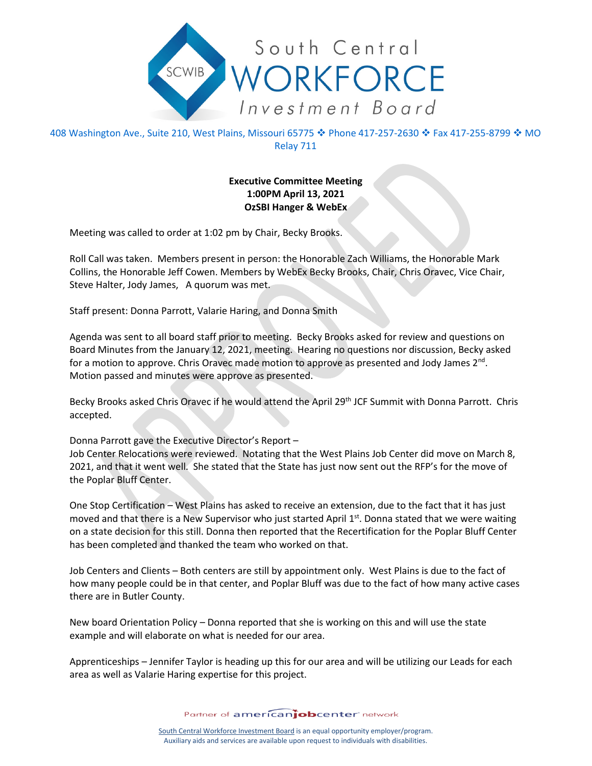South Central WORKFORCE Investment Board

408 Washington Ave., Suite 210, West Plains, Missouri 65775 ❖ Phone 417-257-2630 ❖ Fax 417-255-8799 ❖ MO Relay 711

**Executive Committee Meeting**
**1:00PM April 13, 2021**
**OzSBI Hanger & WebEx**

Meeting was called to order at 1:02 pm by Chair, Becky Brooks.

Roll Call was taken. Members present in person: the Honorable Zach Williams, the Honorable Mark Collins, the Honorable Jeff Cowen. Members by WebEx Becky Brooks, Chair, Chris Oravec, Vice Chair, Steve Halter, Jody James, A quorum was met.

Staff present: Donna Parrott, Valarie Haring, and Donna Smith

Agenda was sent to all board staff prior to meeting. Becky Brooks asked for review and questions on Board Minutes from the January 12, 2021, meeting. Hearing no questions nor discussion, Becky asked for a motion to approve. Chris Oravec made motion to approve as presented and Jody James 2nd. Motion passed and minutes were approve as presented.

Becky Brooks asked Chris Oravec if he would attend the April 29th JCF Summit with Donna Parrott. Chris accepted.

Donna Parrott gave the Executive Director's Report –
Job Center Relocations were reviewed. Notating that the West Plains Job Center did move on March 8, 2021, and that it went well. She stated that the State has just now sent out the RFP's for the move of the Poplar Bluff Center.

One Stop Certification – West Plains has asked to receive an extension, due to the fact that it has just moved and that there is a New Supervisor who just started April 1st. Donna stated that we were waiting on a state decision for this still. Donna then reported that the Recertification for the Poplar Bluff Center has been completed and thanked the team who worked on that.

Job Centers and Clients – Both centers are still by appointment only. West Plains is due to the fact of how many people could be in that center, and Poplar Bluff was due to the fact of how many active cases there are in Butler County.

New board Orientation Policy – Donna reported that she is working on this and will use the state example and will elaborate on what is needed for our area.

Apprenticeships – Jennifer Taylor is heading up this for our area and will be utilizing our Leads for each area as well as Valarie Haring expertise for this project.

Partner of americanjobcenter network

South Central Workforce Investment Board is an equal opportunity employer/program.
Auxiliary aids and services are available upon request to individuals with disabilities.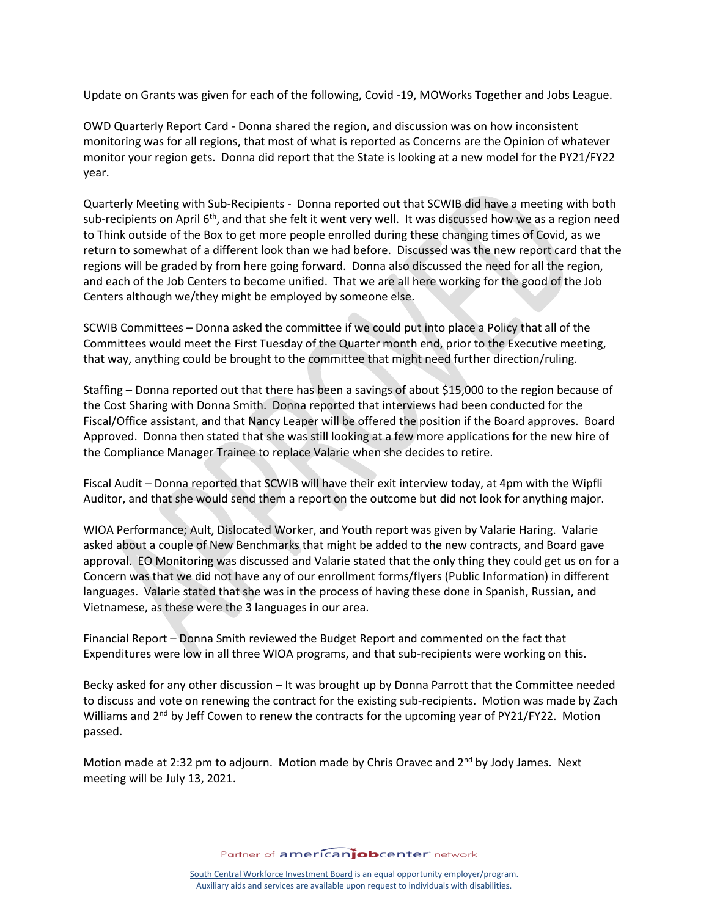Update on Grants was given for each of the following, Covid -19, MOWorks Together and Jobs League.

OWD Quarterly Report Card - Donna shared the region, and discussion was on how inconsistent monitoring was for all regions, that most of what is reported as Concerns are the Opinion of whatever monitor your region gets. Donna did report that the State is looking at a new model for the PY21/FY22 year.

Quarterly Meeting with Sub-Recipients - Donna reported out that SCWIB did have a meeting with both sub-recipients on April 6th, and that she felt it went very well. It was discussed how we as a region need to Think outside of the Box to get more people enrolled during these changing times of Covid, as we return to somewhat of a different look than we had before. Discussed was the new report card that the regions will be graded by from here going forward. Donna also discussed the need for all the region, and each of the Job Centers to become unified. That we are all here working for the good of the Job Centers although we/they might be employed by someone else.

SCWIB Committees – Donna asked the committee if we could put into place a Policy that all of the Committees would meet the First Tuesday of the Quarter month end, prior to the Executive meeting, that way, anything could be brought to the committee that might need further direction/ruling.

Staffing – Donna reported out that there has been a savings of about $15,000 to the region because of the Cost Sharing with Donna Smith. Donna reported that interviews had been conducted for the Fiscal/Office assistant, and that Nancy Leaper will be offered the position if the Board approves. Board Approved. Donna then stated that she was still looking at a few more applications for the new hire of the Compliance Manager Trainee to replace Valarie when she decides to retire.

Fiscal Audit – Donna reported that SCWIB will have their exit interview today, at 4pm with the Wipfli Auditor, and that she would send them a report on the outcome but did not look for anything major.

WIOA Performance; Ault, Dislocated Worker, and Youth report was given by Valarie Haring. Valarie asked about a couple of New Benchmarks that might be added to the new contracts, and Board gave approval. EO Monitoring was discussed and Valarie stated that the only thing they could get us on for a Concern was that we did not have any of our enrollment forms/flyers (Public Information) in different languages. Valarie stated that she was in the process of having these done in Spanish, Russian, and Vietnamese, as these were the 3 languages in our area.

Financial Report – Donna Smith reviewed the Budget Report and commented on the fact that Expenditures were low in all three WIOA programs, and that sub-recipients were working on this.

Becky asked for any other discussion – It was brought up by Donna Parrott that the Committee needed to discuss and vote on renewing the contract for the existing sub-recipients. Motion was made by Zach Williams and 2nd by Jeff Cowen to renew the contracts for the upcoming year of PY21/FY22. Motion passed.

Motion made at 2:32 pm to adjourn. Motion made by Chris Oravec and 2nd by Jody James. Next meeting will be July 13, 2021.

Partner of americanjobcenter network

South Central Workforce Investment Board is an equal opportunity employer/program.
Auxiliary aids and services are available upon request to individuals with disabilities.